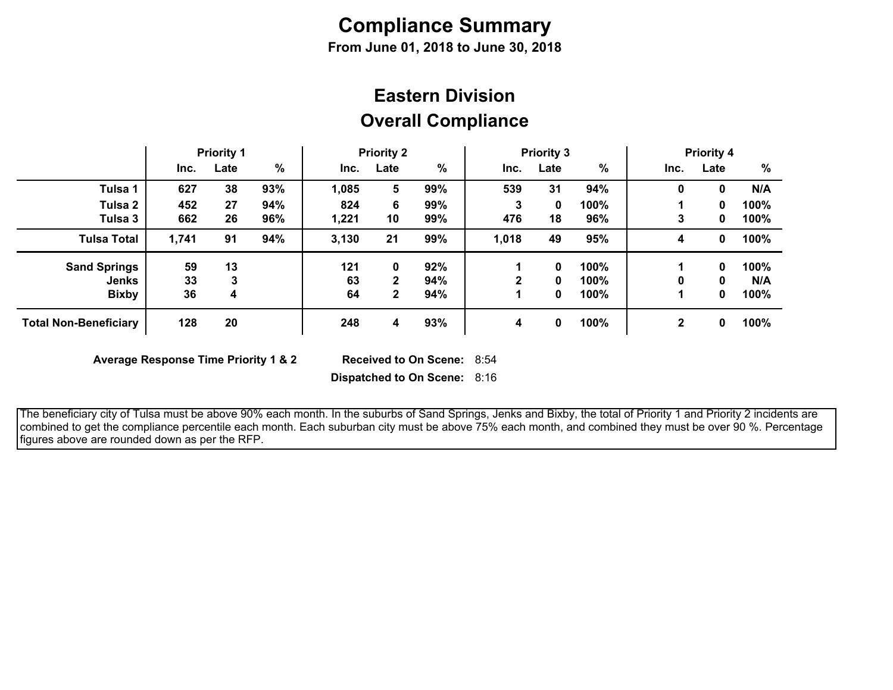# Compliance Summary

**From June 01, 2018 to June 30, 2018**

## Eastern Division

## Overall Compliance

| | Priority 1 | | | Priority 2 | | | Priority 3 | | | Priority 4 | | |
|---|---|---|---|---|---|---|---|---|---|---|---|---|
| | Inc. | Late | % | Inc. | Late | % | Inc. | Late | % | Inc. | Late | % |
| **Tulsa 1** | 627 | 38 | 93% | 1,085 | 5 | 99% | 539 | 31 | 94% | 0 | 0 | N/A |
| **Tulsa 2** | 452 | 27 | 94% | 824 | 6 | 99% | 3 | 0 | 100% | 1 | 0 | 100% |
| **Tulsa 3** | 662 | 26 | 96% | 1,221 | 10 | 99% | 476 | 18 | 96% | 3 | 0 | 100% |
| **Tulsa Total** | 1,741 | 91 | 94% | 3,130 | 21 | 99% | 1,018 | 49 | 95% | 4 | 0 | 100% |
| **Sand Springs** | 59 | 13 | | 121 | 0 | 92% | 1 | 0 | 100% | 1 | 0 | 100% |
| **Jenks** | 33 | 3 | | 63 | 2 | 94% | 2 | 0 | 100% | 0 | 0 | N/A |
| **Bixby** | 36 | 4 | | 64 | 2 | 94% | 1 | 0 | 100% | 1 | 0 | 100% |
| **Total Non-Beneficiary** | 128 | 20 | | 248 | 4 | 93% | 4 | 0 | 100% | 2 | 0 | 100% |

**Average Response Time Priority 1 & 2** — **Received to On Scene:** 8:54

**Dispatched to On Scene:** 8:16

The beneficiary city of Tulsa must be above 90% each month. In the suburbs of Sand Springs, Jenks and Bixby, the total of Priority 1 and Priority 2 incidents are combined to get the compliance percentile each month. Each suburban city must be above 75% each month, and combined they must be over 90 %. Percentage figures above are rounded down as per the RFP.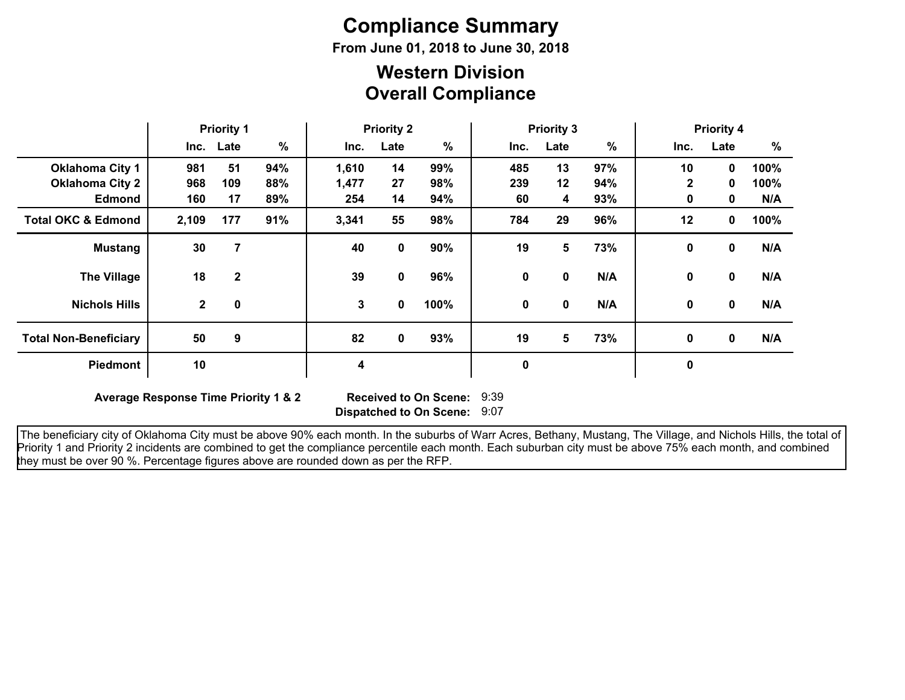# Compliance Summary

**From June 01, 2018 to June 30, 2018**

## Western Division
## Overall Compliance

| | Priority 1 | | | Priority 2 | | | Priority 3 | | | Priority 4 | | |
|---|---|---|---|---|---|---|---|---|---|---|---|---|
| | Inc. | Late | % | Inc. | Late | % | Inc. | Late | % | Inc. | Late | % |
| **Oklahoma City 1** | 981 | 51 | 94% | 1,610 | 14 | 99% | 485 | 13 | 97% | 10 | 0 | 100% |
| **Oklahoma City 2** | 968 | 109 | 88% | 1,477 | 27 | 98% | 239 | 12 | 94% | 2 | 0 | 100% |
| **Edmond** | 160 | 17 | 89% | 254 | 14 | 94% | 60 | 4 | 93% | 0 | 0 | N/A |
| **Total OKC & Edmond** | 2,109 | 177 | 91% | 3,341 | 55 | 98% | 784 | 29 | 96% | 12 | 0 | 100% |
| **Mustang** | 30 | 7 | | 40 | 0 | 90% | 19 | 5 | 73% | 0 | 0 | N/A |
| **The Village** | 18 | 2 | | 39 | 0 | 96% | 0 | 0 | N/A | 0 | 0 | N/A |
| **Nichols Hills** | 2 | 0 | | 3 | 0 | 100% | 0 | 0 | N/A | 0 | 0 | N/A |
| **Total Non-Beneficiary** | 50 | 9 | | 82 | 0 | 93% | 19 | 5 | 73% | 0 | 0 | N/A |
| **Piedmont** | 10 | | | 4 | | | 0 | | | 0 | | |

**Average Response Time Priority 1 & 2** **Received to On Scene:** 9:39

**Dispatched to On Scene:** 9:07

The beneficiary city of Oklahoma City must be above 90% each month. In the suburbs of Warr Acres, Bethany, Mustang, The Village, and Nichols Hills, the total of Priority 1 and Priority 2 incidents are combined to get the compliance percentile each month. Each suburban city must be above 75% each month, and combined they must be over 90 %. Percentage figures above are rounded down as per the RFP.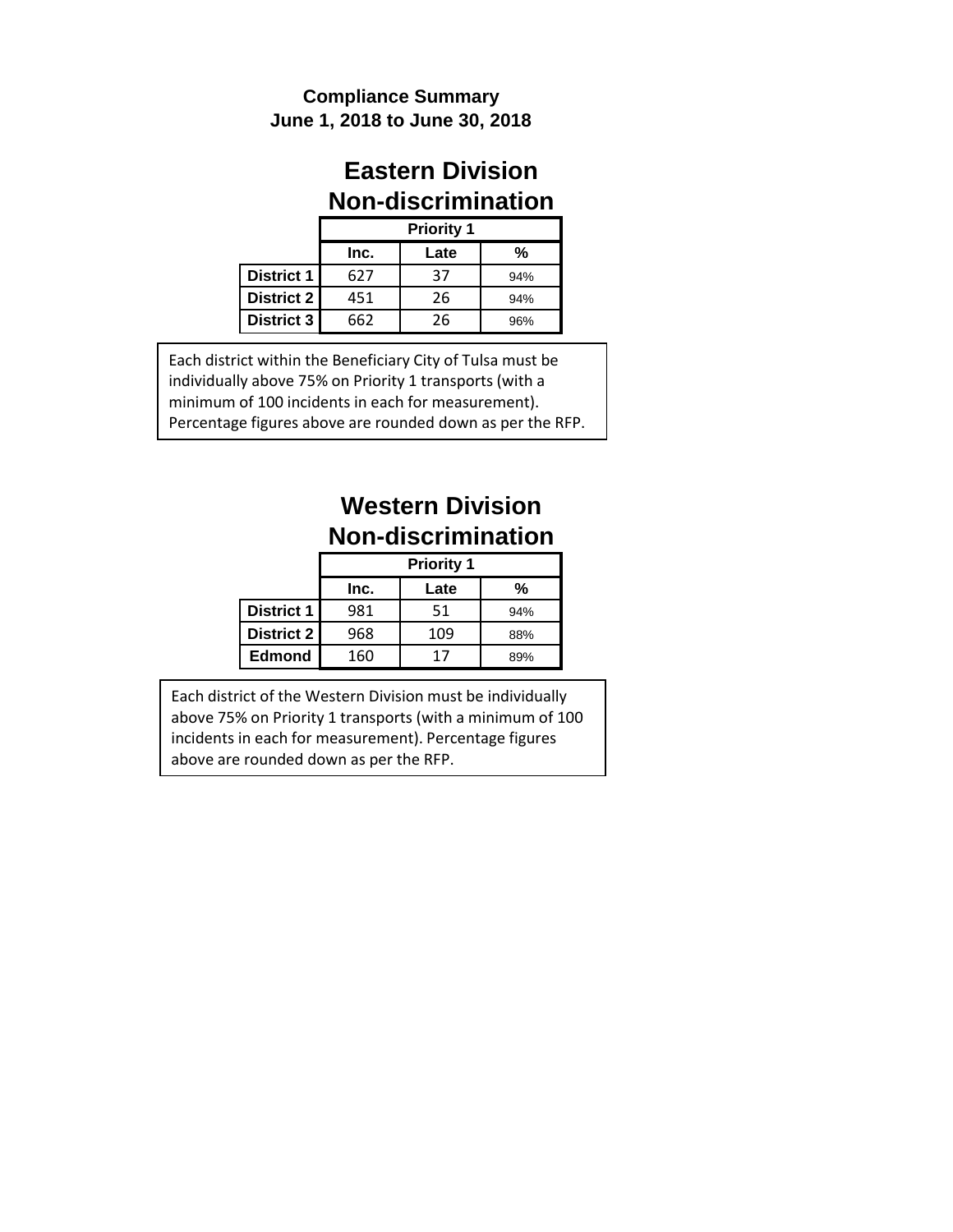**Compliance Summary**
**June 1, 2018 to June 30, 2018**

## Eastern Division
## Non-discrimination

| | Priority 1 | | |
|---|---|---|---|
| | Inc. | Late | % |
| District 1 | 627 | 37 | 94% |
| District 2 | 451 | 26 | 94% |
| District 3 | 662 | 26 | 96% |

Each district within the Beneficiary City of Tulsa must be individually above 75% on Priority 1 transports (with a minimum of 100 incidents in each for measurement). Percentage figures above are rounded down as per the RFP.

## Western Division
## Non-discrimination

| | Priority 1 | | |
|---|---|---|---|
| | Inc. | Late | % |
| District 1 | 981 | 51 | 94% |
| District 2 | 968 | 109 | 88% |
| Edmond | 160 | 17 | 89% |

Each district of the Western Division must be individually above 75% on Priority 1 transports (with a minimum of 100 incidents in each for measurement). Percentage figures above are rounded down as per the RFP.